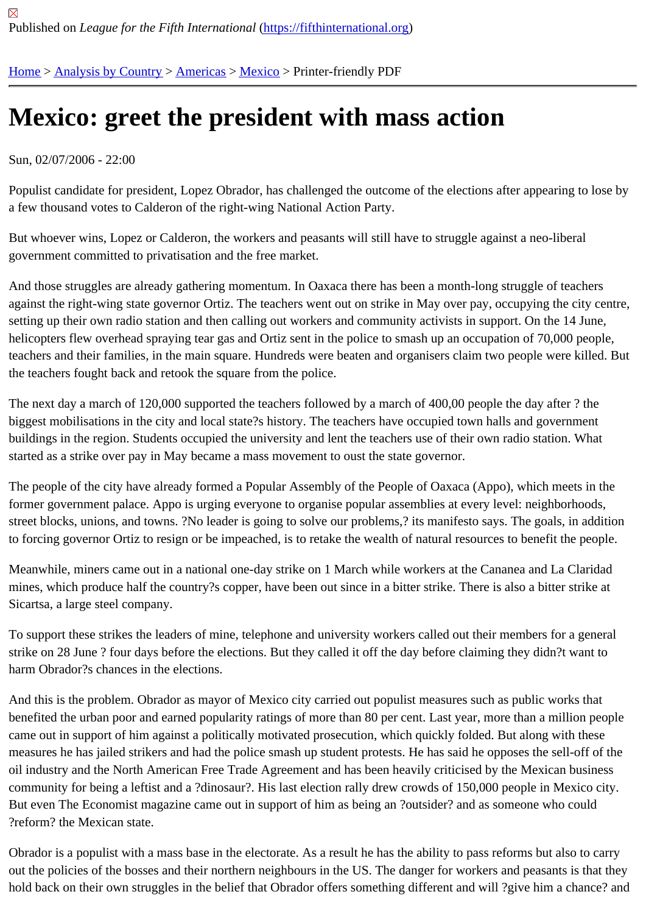Published on *League for the Fifth International* (https://fifthinternational.org)

Home > Analysis by Country > Americas > Mexico > Printer-friendly PDF

# Mexico: greet the president with mass action

Sun, 02/07/2006 - 22:00

Populist candidate for president, Lopez Obrador, has challenged the outcome of the elections after appearing to lose by a few thousand votes to Calderon of the right-wing National Action Party.

But whoever wins, Lopez or Calderon, the workers and peasants will still have to struggle against a neo-liberal government committed to privatisation and the free market.

And those struggles are already gathering momentum. In Oaxaca there has been a month-long struggle of teachers against the right-wing state governor Ortiz. The teachers went out on strike in May over pay, occupying the city centre, setting up their own radio station and then calling out workers and community activists in support. On the 14 June, helicopters flew overhead spraying tear gas and Ortiz sent in the police to smash up an occupation of 70,000 people, teachers and their families, in the main square. Hundreds were beaten and organisers claim two people were killed. But the teachers fought back and retook the square from the police.

The next day a march of 120,000 supported the teachers followed by a march of 400,00 people the day after ? the biggest mobilisations in the city and local state?s history. The teachers have occupied town halls and government buildings in the region. Students occupied the university and lent the teachers use of their own radio station. What started as a strike over pay in May became a mass movement to oust the state governor.

The people of the city have already formed a Popular Assembly of the People of Oaxaca (Appo), which meets in the former government palace. Appo is urging everyone to organise popular assemblies at every level: neighborhoods, street blocks, unions, and towns. ?No leader is going to solve our problems,? its manifesto says. The goals, in addition to forcing governor Ortiz to resign or be impeached, is to retake the wealth of natural resources to benefit the people.

Meanwhile, miners came out in a national one-day strike on 1 March while workers at the Cananea and La Claridad mines, which produce half the country?s copper, have been out since in a bitter strike. There is also a bitter strike at Sicartsa, a large steel company.

To support these strikes the leaders of mine, telephone and university workers called out their members for a general strike on 28 June ? four days before the elections. But they called it off the day before claiming they didn?t want to harm Obrador?s chances in the elections.

And this is the problem. Obrador as mayor of Mexico city carried out populist measures such as public works that benefited the urban poor and earned popularity ratings of more than 80 per cent. Last year, more than a million people came out in support of him against a politically motivated prosecution, which quickly folded. But along with these measures he has jailed strikers and had the police smash up student protests. He has said he opposes the sell-off of the oil industry and the North American Free Trade Agreement and has been heavily criticised by the Mexican business community for being a leftist and a ?dinosaur?. His last election rally drew crowds of 150,000 people in Mexico city. But even The Economist magazine came out in support of him as being an ?outsider? and as someone who could ?reform? the Mexican state.

Obrador is a populist with a mass base in the electorate. As a result he has the ability to pass reforms but also to carry out the policies of the bosses and their northern neighbours in the US. The danger for workers and peasants is that they hold back on their own struggles in the belief that Obrador offers something different and will ?give him a chance? and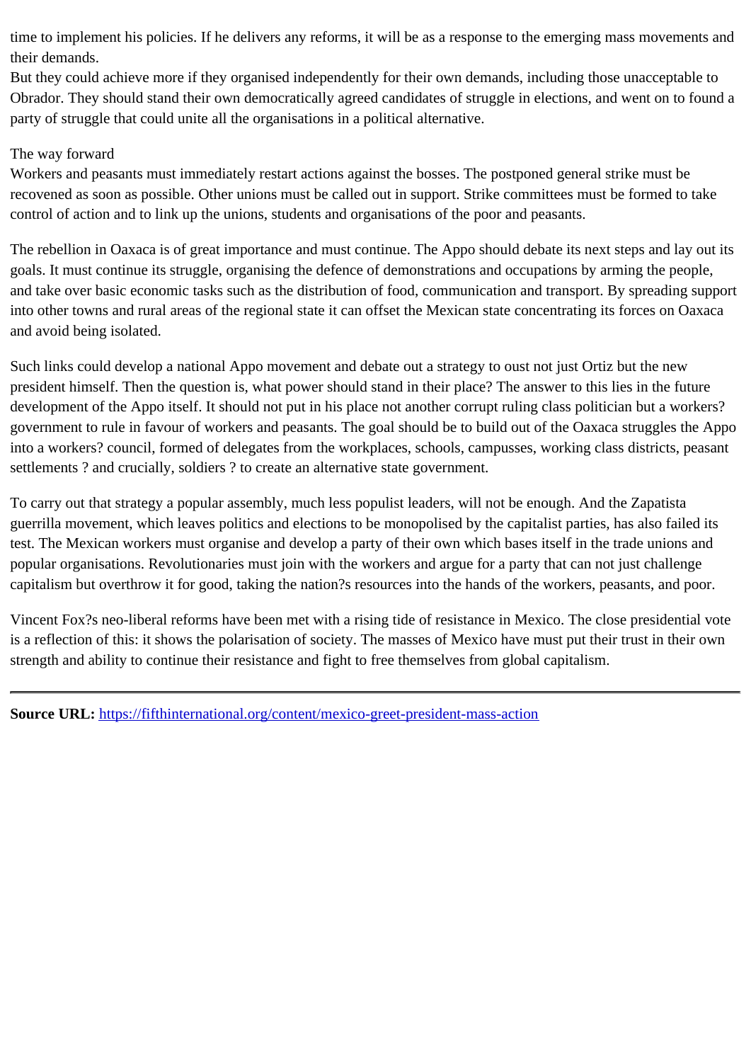time to implement his policies. If he delivers any reforms, it will be as a response to the emerging mass movements and their demands.
But they could achieve more if they organised independently for their own demands, including those unacceptable to Obrador. They should stand their own democratically agreed candidates of struggle in elections, and went on to found a party of struggle that could unite all the organisations in a political alternative.

## The way forward

Workers and peasants must immediately restart actions against the bosses. The postponed general strike must be recovened as soon as possible. Other unions must be called out in support. Strike committees must be formed to take control of action and to link up the unions, students and organisations of the poor and peasants.

The rebellion in Oaxaca is of great importance and must continue. The Appo should debate its next steps and lay out its goals. It must continue its struggle, organising the defence of demonstrations and occupations by arming the people, and take over basic economic tasks such as the distribution of food, communication and transport. By spreading support into other towns and rural areas of the regional state it can offset the Mexican state concentrating its forces on Oaxaca and avoid being isolated.

Such links could develop a national Appo movement and debate out a strategy to oust not just Ortiz but the new president himself. Then the question is, what power should stand in their place? The answer to this lies in the future development of the Appo itself. It should not put in his place not another corrupt ruling class politician but a workers? government to rule in favour of workers and peasants. The goal should be to build out of the Oaxaca struggles the Appo into a workers? council, formed of delegates from the workplaces, schools, campusses, working class districts, peasant settlements ? and crucially, soldiers ? to create an alternative state government.

To carry out that strategy a popular assembly, much less populist leaders, will not be enough. And the Zapatista guerrilla movement, which leaves politics and elections to be monopolised by the capitalist parties, has also failed its test. The Mexican workers must organise and develop a party of their own which bases itself in the trade unions and popular organisations. Revolutionaries must join with the workers and argue for a party that can not just challenge capitalism but overthrow it for good, taking the nation?s resources into the hands of the workers, peasants, and poor.

Vincent Fox?s neo-liberal reforms have been met with a rising tide of resistance in Mexico. The close presidential vote is a reflection of this: it shows the polarisation of society. The masses of Mexico have must put their trust in their own strength and ability to continue their resistance and fight to free themselves from global capitalism.

---

**Source URL:** https://fifthinternational.org/content/mexico-greet-president-mass-action